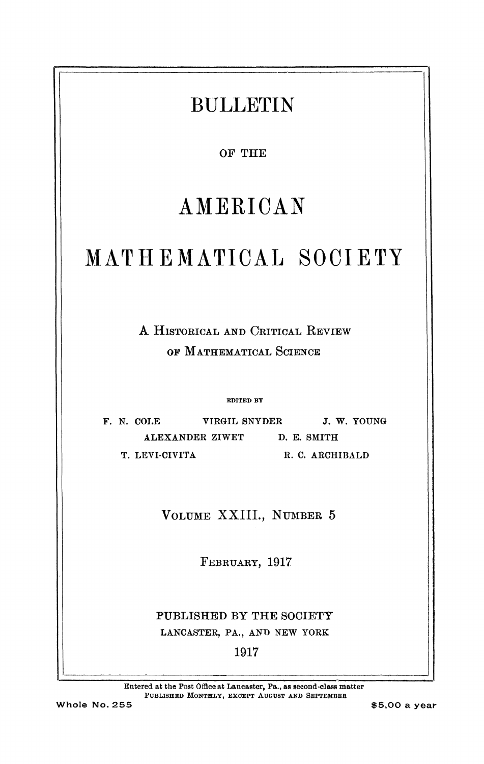# BULLETIN

OF THE

# AMERICAN

# MATHEMATICAL SOCIETY

A HISTORICAL AND CRITICAL REVIEW

OF MATHEMATICAL SCIENCE

EDITED BY

F. N. COLE　　VIRGIL SNYDER　　J. W. YOUNG

ALEXANDER ZIWET　　D. E. SMITH

T. LEVI-CIVITA　　R. C. ARCHIBALD

VOLUME XXIII., NUMBER 5

FEBRUARY, 1917

PUBLISHED BY THE SOCIETY

LANCASTER, PA., AND NEW YORK

1917

Entered at the Post Office at Lancaster, Pa., as second-class matter

PUBLISHED MONTHLY, EXCEPT AUGUST AND SEPTEMBER

Whole No. 255　　$5.00 a year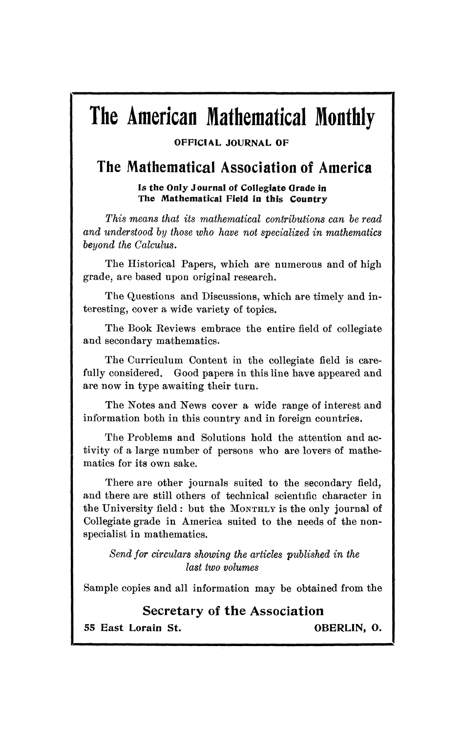# The American Mathematical Monthly

OFFICIAL JOURNAL OF

## The Mathematical Association of America

**Is the Only Journal of Collegiate Grade in The Mathematical Field in this Country**

*This means that its mathematical contributions can be read and understood by those who have not specialized in mathematics beyond the Calculus.*

The Historical Papers, which are numerous and of high grade, are based upon original research.

The Questions and Discussions, which are timely and interesting, cover a wide variety of topics.

The Book Reviews embrace the entire field of collegiate and secondary mathematics.

The Curriculum Content in the collegiate field is carefully considered. Good papers in this line have appeared and are now in type awaiting their turn.

The Notes and News cover a wide range of interest and information both in this country and in foreign countries.

The Problems and Solutions hold the attention and activity of a large number of persons who are lovers of mathematics for its own sake.

There are other journals suited to the secondary field, and there are still others of technical scientific character in the University field: but the MONTHLY is the only journal of Collegiate grade in America suited to the needs of the non-specialist in mathematics.

*Send for circulars showing the articles published in the last two volumes*

Sample copies and all information may be obtained from the

**Secretary of the Association**

**55 East Lorain St. OBERLIN, O.**